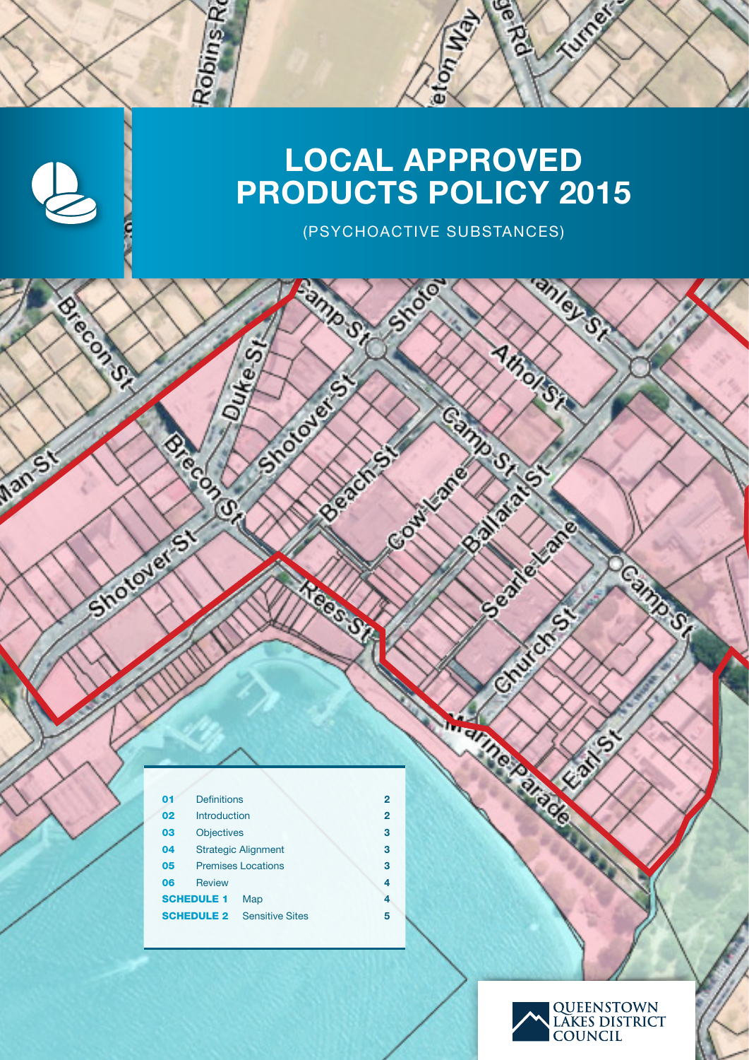# LOCAL APPROVED PRODUCTS POLICY 2015

(PSYCHOACTIVE SUBSTANCES)

| | | |
|---|---|---|
| **01** | Definitions | 2 |
| **02** | Introduction | 2 |
| **03** | Objectives | 3 |
| **04** | Strategic Alignment | 3 |
| **05** | Premises Locations | 3 |
| **06** | Review | 4 |
| **SCHEDULE 1** | Map | 4 |
| **SCHEDULE 2** | Sensitive Sites | 5 |

QUEENSTOWN LAKES DISTRICT COUNCIL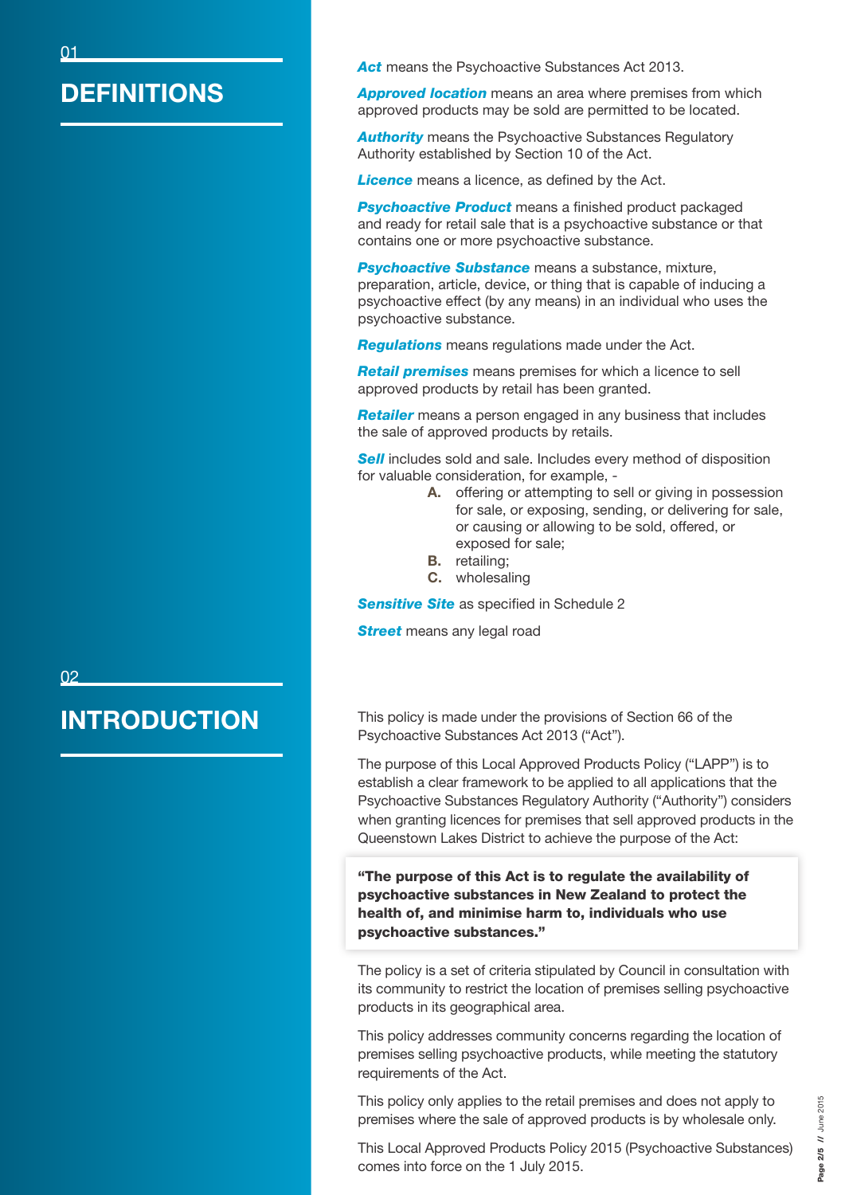## 01 DEFINITIONS

***Act*** means the Psychoactive Substances Act 2013.

***Approved location*** means an area where premises from which approved products may be sold are permitted to be located.

***Authority*** means the Psychoactive Substances Regulatory Authority established by Section 10 of the Act.

***Licence*** means a licence, as defined by the Act.

***Psychoactive Product*** means a finished product packaged and ready for retail sale that is a psychoactive substance or that contains one or more psychoactive substance.

***Psychoactive Substance*** means a substance, mixture, preparation, article, device, or thing that is capable of inducing a psychoactive effect (by any means) in an individual who uses the psychoactive substance.

***Regulations*** means regulations made under the Act.

***Retail premises*** means premises for which a licence to sell approved products by retail has been granted.

***Retailer*** means a person engaged in any business that includes the sale of approved products by retails.

***Sell*** includes sold and sale. Includes every method of disposition for valuable consideration, for example, -

- **A.** offering or attempting to sell or giving in possession for sale, or exposing, sending, or delivering for sale, or causing or allowing to be sold, offered, or exposed for sale;
- **B.** retailing;
- **C.** wholesaling

***Sensitive Site*** as specified in Schedule 2

***Street*** means any legal road

## 02 INTRODUCTION

This policy is made under the provisions of Section 66 of the Psychoactive Substances Act 2013 ("Act").

The purpose of this Local Approved Products Policy ("LAPP") is to establish a clear framework to be applied to all applications that the Psychoactive Substances Regulatory Authority ("Authority") considers when granting licences for premises that sell approved products in the Queenstown Lakes District to achieve the purpose of the Act:

> **"The purpose of this Act is to regulate the availability of psychoactive substances in New Zealand to protect the health of, and minimise harm to, individuals who use psychoactive substances."**

The policy is a set of criteria stipulated by Council in consultation with its community to restrict the location of premises selling psychoactive products in its geographical area.

This policy addresses community concerns regarding the location of premises selling psychoactive products, while meeting the statutory requirements of the Act.

This policy only applies to the retail premises and does not apply to premises where the sale of approved products is by wholesale only.

This Local Approved Products Policy 2015 (Psychoactive Substances) comes into force on the 1 July 2015.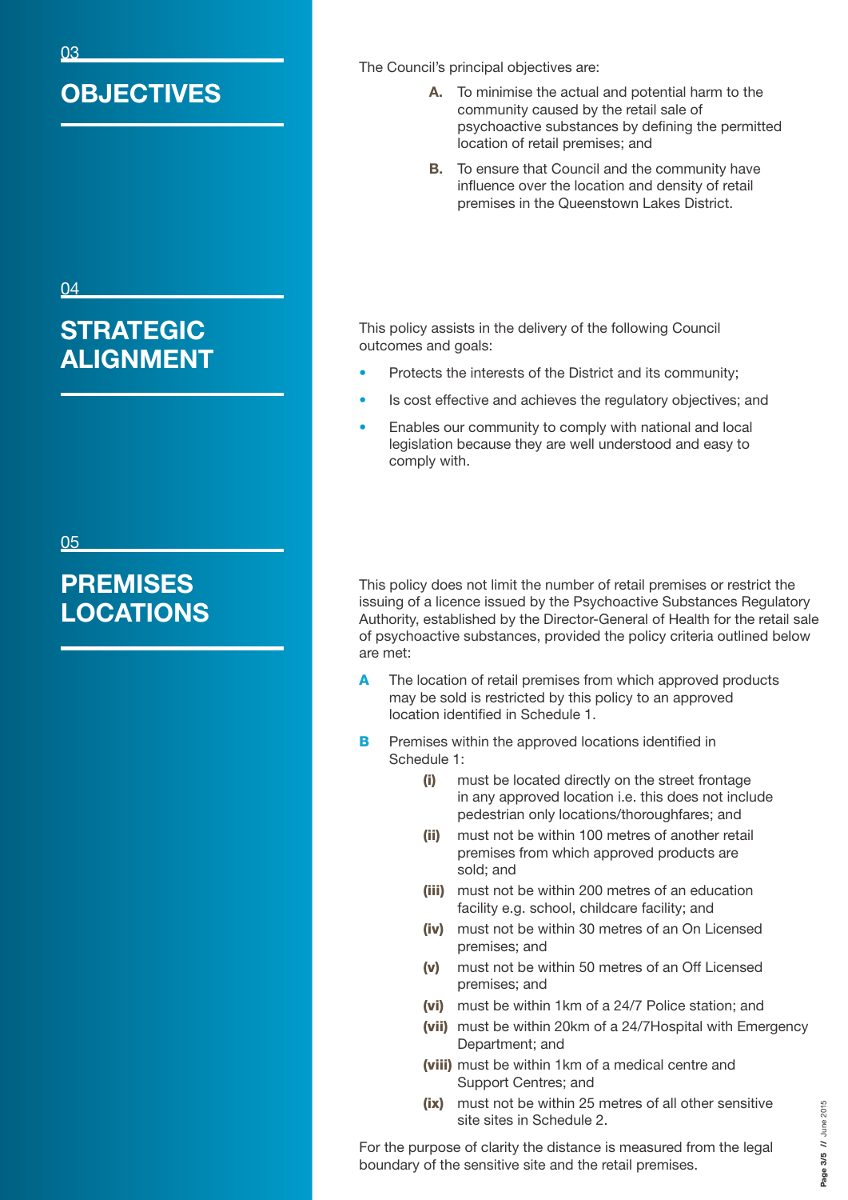## 03 OBJECTIVES

The Council's principal objectives are:

- **A.** To minimise the actual and potential harm to the community caused by the retail sale of psychoactive substances by defining the permitted location of retail premises; and
- **B.** To ensure that Council and the community have influence over the location and density of retail premises in the Queenstown Lakes District.

## 04 STRATEGIC ALIGNMENT

This policy assists in the delivery of the following Council outcomes and goals:

- Protects the interests of the District and its community;
- Is cost effective and achieves the regulatory objectives; and
- Enables our community to comply with national and local legislation because they are well understood and easy to comply with.

## 05 PREMISES LOCATIONS

This policy does not limit the number of retail premises or restrict the issuing of a licence issued by the Psychoactive Substances Regulatory Authority, established by the Director-General of Health for the retail sale of psychoactive substances, provided the policy criteria outlined below are met:

**A** The location of retail premises from which approved products may be sold is restricted by this policy to an approved location identified in Schedule 1.

**B** Premises within the approved locations identified in Schedule 1:

- **(i)** must be located directly on the street frontage in any approved location i.e. this does not include pedestrian only locations/thoroughfares; and
- **(ii)** must not be within 100 metres of another retail premises from which approved products are sold; and
- **(iii)** must not be within 200 metres of an education facility e.g. school, childcare facility; and
- **(iv)** must not be within 30 metres of an On Licensed premises; and
- **(v)** must not be within 50 metres of an Off Licensed premises; and
- **(vi)** must be within 1km of a 24/7 Police station; and
- **(vii)** must be within 20km of a 24/7Hospital with Emergency Department; and
- **(viii)** must be within 1km of a medical centre and Support Centres; and
- **(ix)** must not be within 25 metres of all other sensitive site sites in Schedule 2.

For the purpose of clarity the distance is measured from the legal boundary of the sensitive site and the retail premises.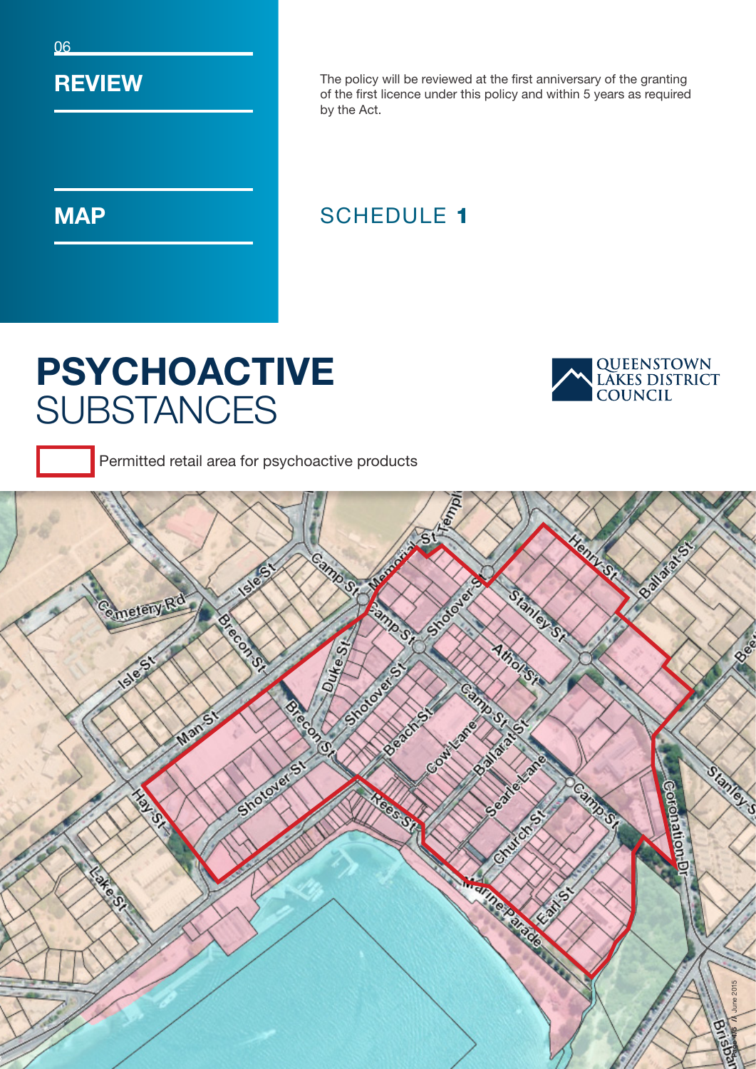## 06 REVIEW

The policy will be reviewed at the first anniversary of the granting of the first licence under this policy and within 5 years as required by the Act.

## MAP

SCHEDULE **1**

# **PSYCHOACTIVE** SUBSTANCES

QUEENSTOWN LAKES DISTRICT COUNCIL

Permitted retail area for psychoactive products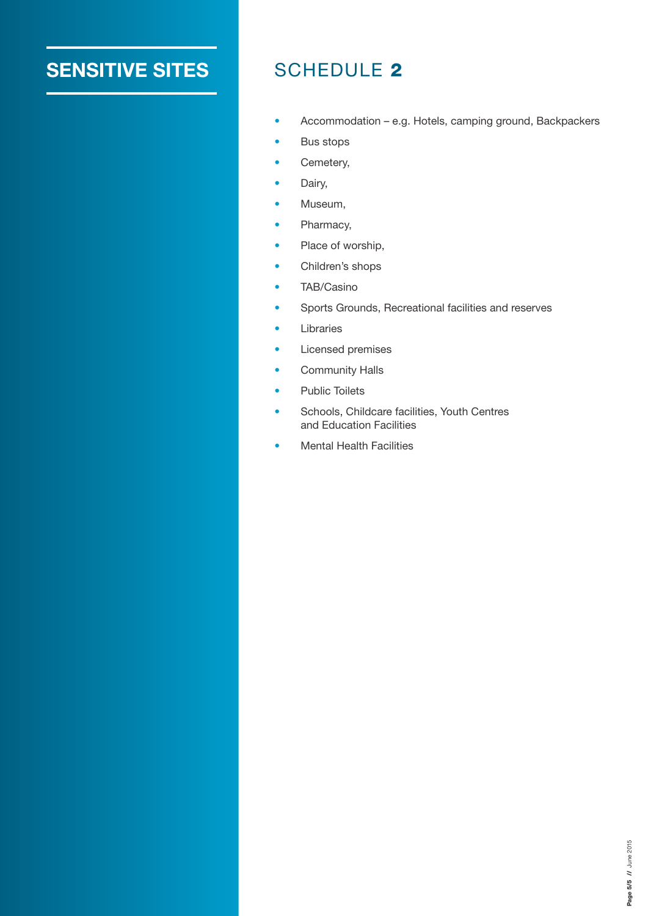# SENSITIVE SITES

## SCHEDULE **2**

- Accommodation – e.g. Hotels, camping ground, Backpackers
- Bus stops
- Cemetery,
- Dairy,
- Museum,
- Pharmacy,
- Place of worship,
- Children's shops
- TAB/Casino
- Sports Grounds, Recreational facilities and reserves
- Libraries
- Licensed premises
- Community Halls
- Public Toilets
- Schools, Childcare facilities, Youth Centres and Education Facilities
- Mental Health Facilities